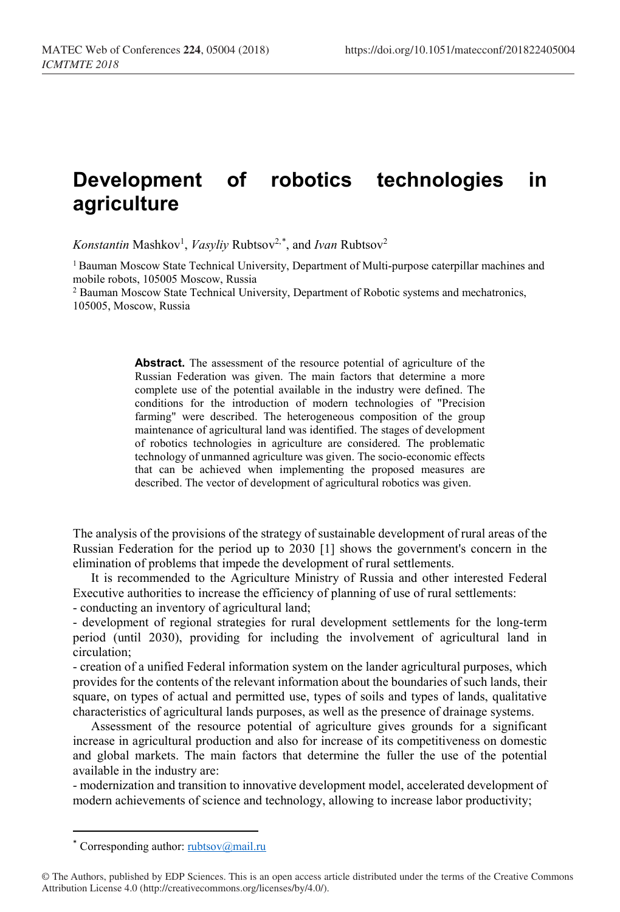# Development of robotics technologies in agriculture

*Konstantin* Mashkov[1], *Vasyliy* Rubtsov[2,*], and *Ivan* Rubtsov[2]

[1] Bauman Moscow State Technical University, Department of Multi-purpose caterpillar machines and mobile robots, 105005 Moscow, Russia

[2] Bauman Moscow State Technical University, Department of Robotic systems and mechatronics, 105005, Moscow, Russia

**Abstract.** The assessment of the resource potential of agriculture of the Russian Federation was given. The main factors that determine a more complete use of the potential available in the industry were defined. The conditions for the introduction of modern technologies of "Precision farming" were described. The heterogeneous composition of the group maintenance of agricultural land was identified. The stages of development of robotics technologies in agriculture are considered. The problematic technology of unmanned agriculture was given. The socio-economic effects that can be achieved when implementing the proposed measures are described. The vector of development of agricultural robotics was given.

The analysis of the provisions of the strategy of sustainable development of rural areas of the Russian Federation for the period up to 2030 [1] shows the government's concern in the elimination of problems that impede the development of rural settlements.

It is recommended to the Agriculture Ministry of Russia and other interested Federal Executive authorities to increase the efficiency of planning of use of rural settlements:

- conducting an inventory of agricultural land;
- development of regional strategies for rural development settlements for the long-term period (until 2030), providing for including the involvement of agricultural land in circulation;
- creation of a unified Federal information system on the lander agricultural purposes, which provides for the contents of the relevant information about the boundaries of such lands, their square, on types of actual and permitted use, types of soils and types of lands, qualitative characteristics of agricultural lands purposes, as well as the presence of drainage systems.

Assessment of the resource potential of agriculture gives grounds for a significant increase in agricultural production and also for increase of its competitiveness on domestic and global markets. The main factors that determine the fuller the use of the potential available in the industry are:

- modernization and transition to innovative development model, accelerated development of modern achievements of science and technology, allowing to increase labor productivity;

[*] Corresponding author: rubtsov@mail.ru

© The Authors, published by EDP Sciences. This is an open access article distributed under the terms of the Creative Commons Attribution License 4.0 (http://creativecommons.org/licenses/by/4.0/).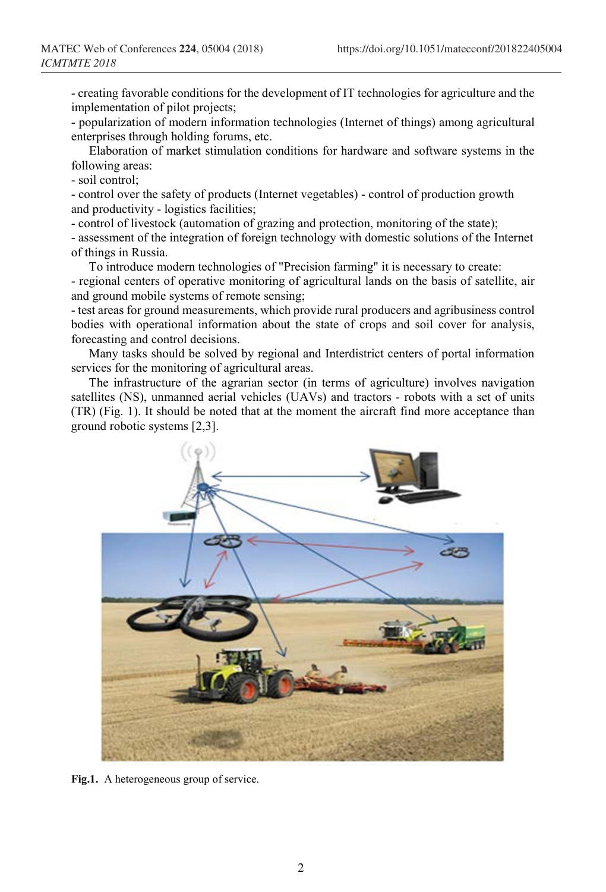- creating favorable conditions for the development of IT technologies for agriculture and the implementation of pilot projects;
- popularization of modern information technologies (Internet of things) among agricultural enterprises through holding forums, etc.

Elaboration of market stimulation conditions for hardware and software systems in the following areas:
- soil control;
- control over the safety of products (Internet vegetables) - control of production growth and productivity - logistics facilities;
- control of livestock (automation of grazing and protection, monitoring of the state);
- assessment of the integration of foreign technology with domestic solutions of the Internet of things in Russia.

To introduce modern technologies of "Precision farming" it is necessary to create:
- regional centers of operative monitoring of agricultural lands on the basis of satellite, air and ground mobile systems of remote sensing;
- test areas for ground measurements, which provide rural producers and agribusiness control bodies with operational information about the state of crops and soil cover for analysis, forecasting and control decisions.

Many tasks should be solved by regional and Interdistrict centers of portal information services for the monitoring of agricultural areas.

The infrastructure of the agrarian sector (in terms of agriculture) involves navigation satellites (NS), unmanned aerial vehicles (UAVs) and tractors - robots with a set of units (TR) (Fig. 1). It should be noted that at the moment the aircraft find more acceptance than ground robotic systems [2,3].

**Fig.1.** A heterogeneous group of service.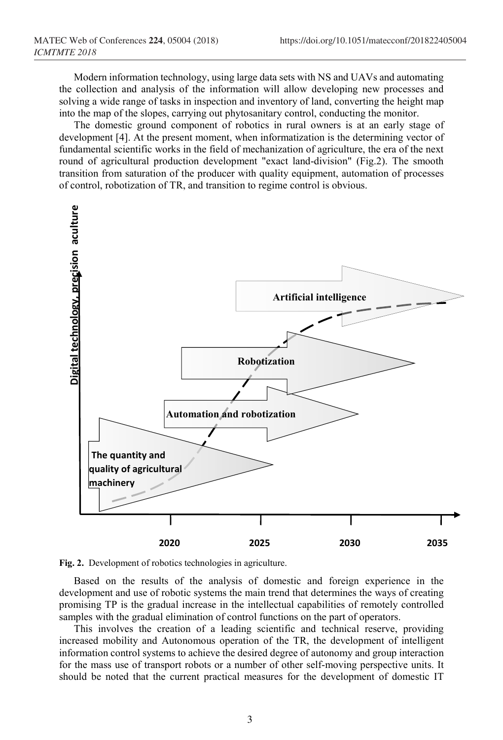Modern information technology, using large data sets with NS and UAVs and automating the collection and analysis of the information will allow developing new processes and solving a wide range of tasks in inspection and inventory of land, converting the height map into the map of the slopes, carrying out phytosanitary control, conducting the monitor.

The domestic ground component of robotics in rural owners is at an early stage of development [4]. At the present moment, when informatization is the determining vector of fundamental scientific works in the field of mechanization of agriculture, the era of the next round of agricultural production development "exact land-division" (Fig.2). The smooth transition from saturation of the producer with quality equipment, automation of processes of control, robotization of TR, and transition to regime control is obvious.

**Fig. 2.** Development of robotics technologies in agriculture.

Based on the results of the analysis of domestic and foreign experience in the development and use of robotic systems the main trend that determines the ways of creating promising TP is the gradual increase in the intellectual capabilities of remotely controlled samples with the gradual elimination of control functions on the part of operators.

This involves the creation of a leading scientific and technical reserve, providing increased mobility and Autonomous operation of the TR, the development of intelligent information control systems to achieve the desired degree of autonomy and group interaction for the mass use of transport robots or a number of other self-moving perspective units. It should be noted that the current practical measures for the development of domestic IT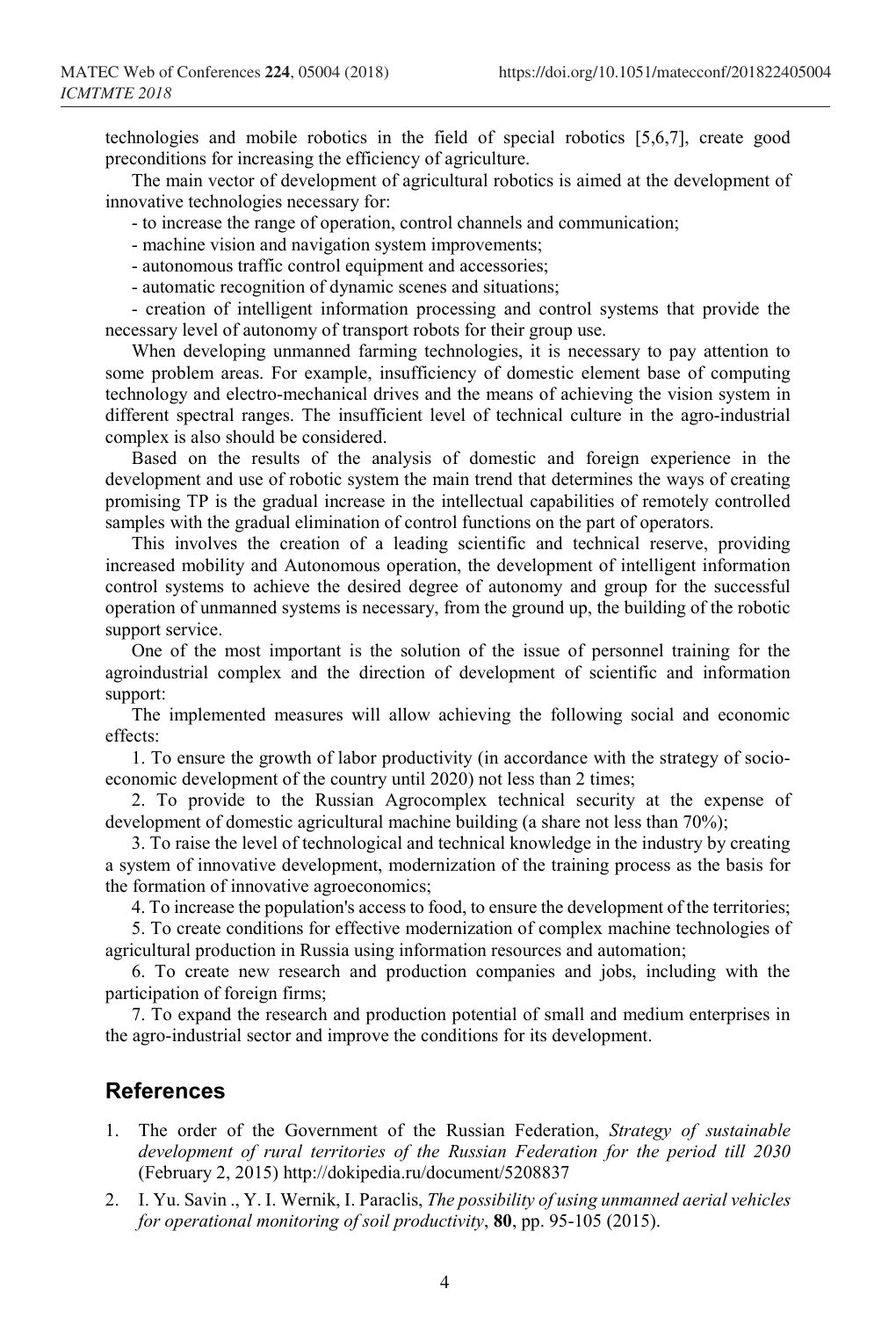technologies and mobile robotics in the field of special robotics [5,6,7], create good preconditions for increasing the efficiency of agriculture.

The main vector of development of agricultural robotics is aimed at the development of innovative technologies necessary for:

- to increase the range of operation, control channels and communication;
- machine vision and navigation system improvements;
- autonomous traffic control equipment and accessories;
- automatic recognition of dynamic scenes and situations;
- creation of intelligent information processing and control systems that provide the necessary level of autonomy of transport robots for their group use.

When developing unmanned farming technologies, it is necessary to pay attention to some problem areas. For example, insufficiency of domestic element base of computing technology and electro-mechanical drives and the means of achieving the vision system in different spectral ranges. The insufficient level of technical culture in the agro-industrial complex is also should be considered.

Based on the results of the analysis of domestic and foreign experience in the development and use of robotic system the main trend that determines the ways of creating promising TP is the gradual increase in the intellectual capabilities of remotely controlled samples with the gradual elimination of control functions on the part of operators.

This involves the creation of a leading scientific and technical reserve, providing increased mobility and Autonomous operation, the development of intelligent information control systems to achieve the desired degree of autonomy and group for the successful operation of unmanned systems is necessary, from the ground up, the building of the robotic support service.

One of the most important is the solution of the issue of personnel training for the agroindustrial complex and the direction of development of scientific and information support:

The implemented measures will allow achieving the following social and economic effects:

1. To ensure the growth of labor productivity (in accordance with the strategy of socio-economic development of the country until 2020) not less than 2 times;
2. To provide to the Russian Agrocomplex technical security at the expense of development of domestic agricultural machine building (a share not less than 70%);
3. To raise the level of technological and technical knowledge in the industry by creating a system of innovative development, modernization of the training process as the basis for the formation of innovative agroeconomics;
4. To increase the population's access to food, to ensure the development of the territories;
5. To create conditions for effective modernization of complex machine technologies of agricultural production in Russia using information resources and automation;
6. To create new research and production companies and jobs, including with the participation of foreign firms;
7. To expand the research and production potential of small and medium enterprises in the agro-industrial sector and improve the conditions for its development.

## References

1. The order of the Government of the Russian Federation, *Strategy of sustainable development of rural territories of the Russian Federation for the period till 2030* (February 2, 2015) http://dokipedia.ru/document/5208837
2. I. Yu. Savin ., Y. I. Wernik, I. Paraclis, *The possibility of using unmanned aerial vehicles for operational monitoring of soil productivity*, **80**, pp. 95-105 (2015).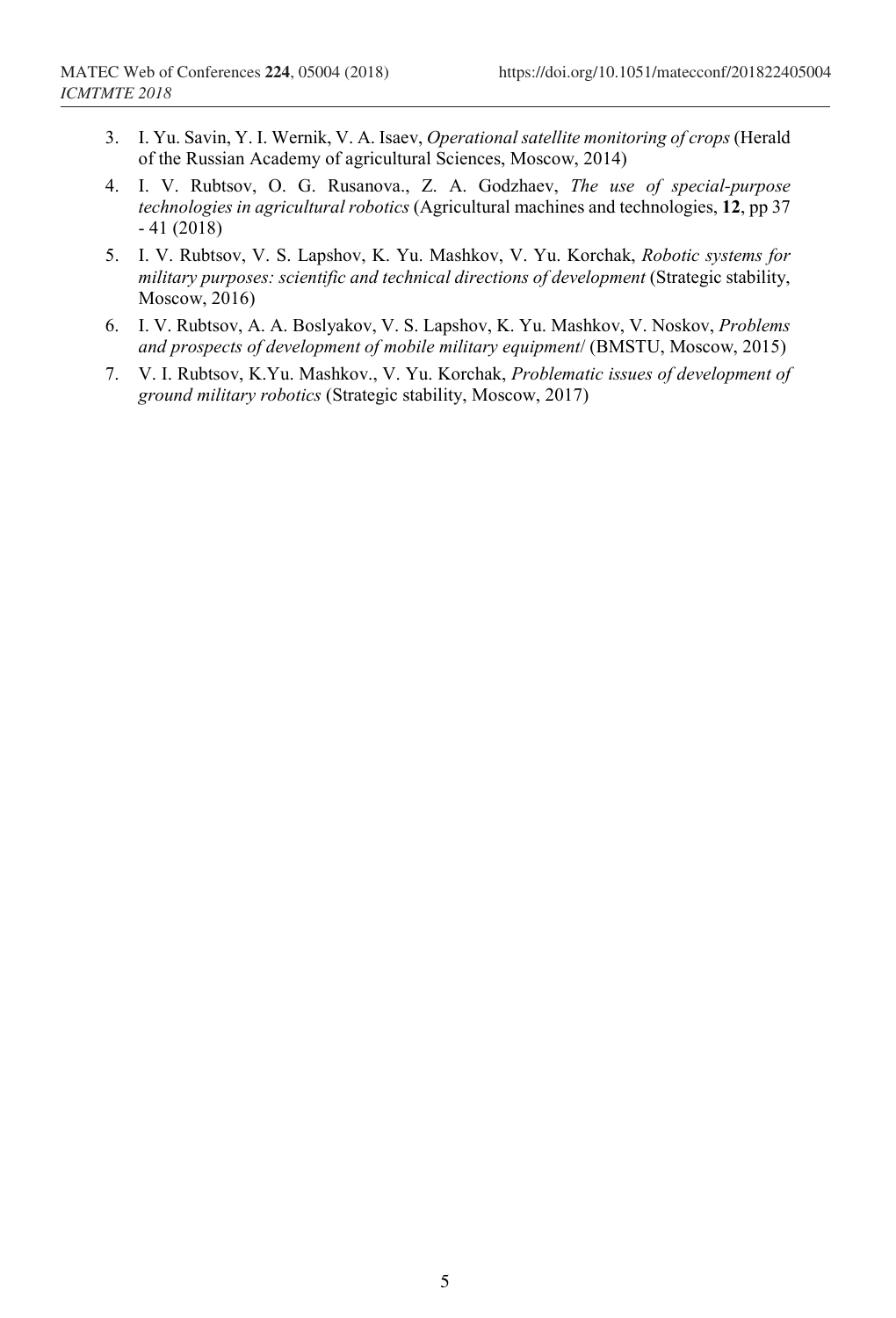3. I. Yu. Savin, Y. I. Wernik, V. A. Isaev, *Operational satellite monitoring of crops* (Herald of the Russian Academy of agricultural Sciences, Moscow, 2014)
4. I. V. Rubtsov, O. G. Rusanova., Z. A. Godzhaev, *The use of special-purpose technologies in agricultural robotics* (Agricultural machines and technologies, **12**, pp 37 - 41 (2018)
5. I. V. Rubtsov, V. S. Lapshov, K. Yu. Mashkov, V. Yu. Korchak, *Robotic systems for military purposes: scientific and technical directions of development* (Strategic stability, Moscow, 2016)
6. I. V. Rubtsov, A. A. Boslyakov, V. S. Lapshov, K. Yu. Mashkov, V. Noskov, *Problems and prospects of development of mobile military equipment*/ (BMSTU, Moscow, 2015)
7. V. I. Rubtsov, K.Yu. Mashkov., V. Yu. Korchak, *Problematic issues of development of ground military robotics* (Strategic stability, Moscow, 2017)